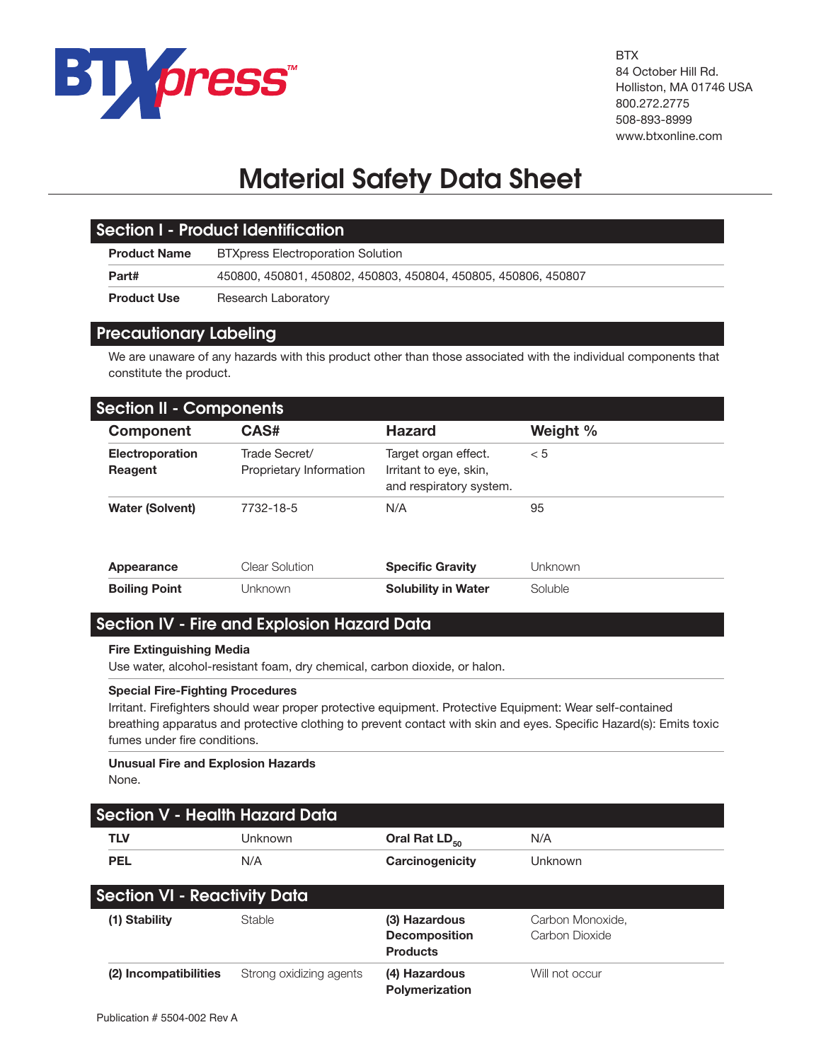BTX
84 October Hill Rd.
Holliston, MA 01746 USA
800.272.2775
508-893-8999
www.btxonline.com

# Material Safety Data Sheet

## Section I - Product Identification

| | |
|---|---|
| **Product Name** | BTXpress Electroporation Solution |
| **Part#** | 450800, 450801, 450802, 450803, 450804, 450805, 450806, 450807 |
| **Product Use** | Research Laboratory |

## Precautionary Labeling

We are unaware of any hazards with this product other than those associated with the individual components that constitute the product.

## Section II - Components

| Component | CAS# | Hazard | Weight % |
|---|---|---|---|
| **Electroporation Reagent** | Trade Secret/ Proprietary Information | Target organ effect. Irritant to eye, skin, and respiratory system. | < 5 |
| **Water (Solvent)** | 7732-18-5 | N/A | 95 |

| | | | |
|---|---|---|---|
| **Appearance** | Clear Solution | **Specific Gravity** | Unknown |
| **Boiling Point** | Unknown | **Solubility in Water** | Soluble |

## Section IV - Fire and Explosion Hazard Data

**Fire Extinguishing Media**
Use water, alcohol-resistant foam, dry chemical, carbon dioxide, or halon.

**Special Fire-Fighting Procedures**
Irritant. Firefighters should wear proper protective equipment. Protective Equipment: Wear self-contained breathing apparatus and protective clothing to prevent contact with skin and eyes. Specific Hazard(s): Emits toxic fumes under fire conditions.

**Unusual Fire and Explosion Hazards**
None.

## Section V - Health Hazard Data

| | | | |
|---|---|---|---|
| **TLV** | Unknown | **Oral Rat $LD_{50}$** | N/A |
| **PEL** | N/A | **Carcinogenicity** | Unknown |

## Section VI - Reactivity Data

| | | | |
|---|---|---|---|
| **(1) Stability** | Stable | **(3) Hazardous Decomposition Products** | Carbon Monoxide, Carbon Dioxide |
| **(2) Incompatibilities** | Strong oxidizing agents | **(4) Hazardous Polymerization** | Will not occur |

Publication # 5504-002 Rev A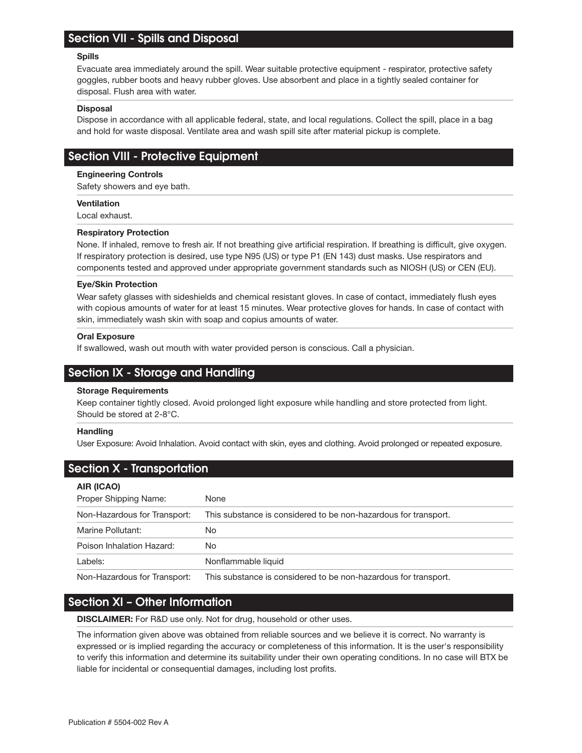## Section VII - Spills and Disposal

**Spills**

Evacuate area immediately around the spill. Wear suitable protective equipment - respirator, protective safety goggles, rubber boots and heavy rubber gloves. Use absorbent and place in a tightly sealed container for disposal. Flush area with water.

**Disposal**

Dispose in accordance with all applicable federal, state, and local regulations. Collect the spill, place in a bag and hold for waste disposal. Ventilate area and wash spill site after material pickup is complete.

## Section VIII - Protective Equipment

**Engineering Controls**

Safety showers and eye bath.

**Ventilation**

Local exhaust.

**Respiratory Protection**

None. If inhaled, remove to fresh air. If not breathing give artificial respiration. If breathing is difficult, give oxygen. If respiratory protection is desired, use type N95 (US) or type P1 (EN 143) dust masks. Use respirators and components tested and approved under appropriate government standards such as NIOSH (US) or CEN (EU).

**Eye/Skin Protection**

Wear safety glasses with sideshields and chemical resistant gloves. In case of contact, immediately flush eyes with copious amounts of water for at least 15 minutes. Wear protective gloves for hands. In case of contact with skin, immediately wash skin with soap and copius amounts of water.

**Oral Exposure**

If swallowed, wash out mouth with water provided person is conscious. Call a physician.

## Section IX - Storage and Handling

**Storage Requirements**

Keep container tightly closed. Avoid prolonged light exposure while handling and store protected from light. Should be stored at 2-8°C.

**Handling**

User Exposure: Avoid Inhalation. Avoid contact with skin, eyes and clothing. Avoid prolonged or repeated exposure.

## Section X - Transportation

**AIR (ICAO)**

| | |
|---|---|
| Proper Shipping Name: | None |
| Non-Hazardous for Transport: | This substance is considered to be non-hazardous for transport. |
| Marine Pollutant: | No |
| Poison Inhalation Hazard: | No |
| Labels: | Nonflammable liquid |
| Non-Hazardous for Transport: | This substance is considered to be non-hazardous for transport. |

## Section XI – Other Information

**DISCLAIMER:** For R&D use only. Not for drug, household or other uses.

The information given above was obtained from reliable sources and we believe it is correct. No warranty is expressed or is implied regarding the accuracy or completeness of this information. It is the user's responsibility to verify this information and determine its suitability under their own operating conditions. In no case will BTX be liable for incidental or consequential damages, including lost profits.

Publication # 5504-002 Rev A